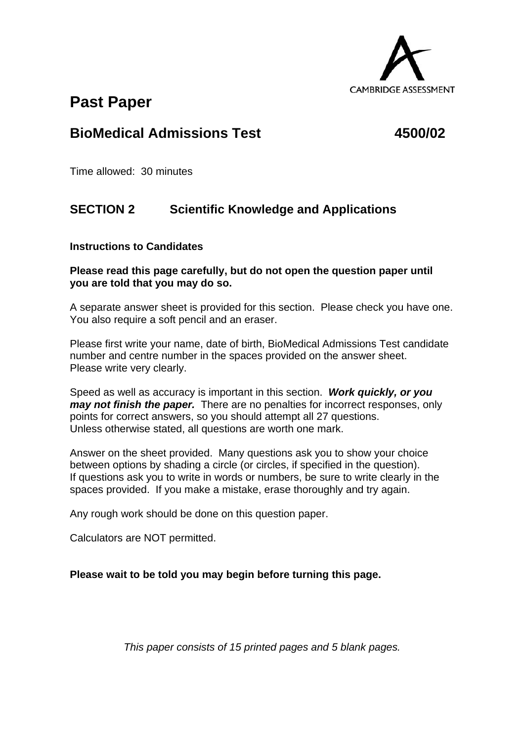CAMBRIDGE ASSESSMENT

# Past Paper

## BioMedical Admissions Test 4500/02

Time allowed: 30 minutes

## SECTION 2 Scientific Knowledge and Applications

**Instructions to Candidates**

**Please read this page carefully, but do not open the question paper until you are told that you may do so.**

A separate answer sheet is provided for this section. Please check you have one. You also require a soft pencil and an eraser.

Please first write your name, date of birth, BioMedical Admissions Test candidate number and centre number in the spaces provided on the answer sheet. Please write very clearly.

Speed as well as accuracy is important in this section. ***Work quickly, or you may not finish the paper.*** There are no penalties for incorrect responses, only points for correct answers, so you should attempt all 27 questions. Unless otherwise stated, all questions are worth one mark.

Answer on the sheet provided. Many questions ask you to show your choice between options by shading a circle (or circles, if specified in the question). If questions ask you to write in words or numbers, be sure to write clearly in the spaces provided. If you make a mistake, erase thoroughly and try again.

Any rough work should be done on this question paper.

Calculators are NOT permitted.

**Please wait to be told you may begin before turning this page.**

*This paper consists of 15 printed pages and 5 blank pages.*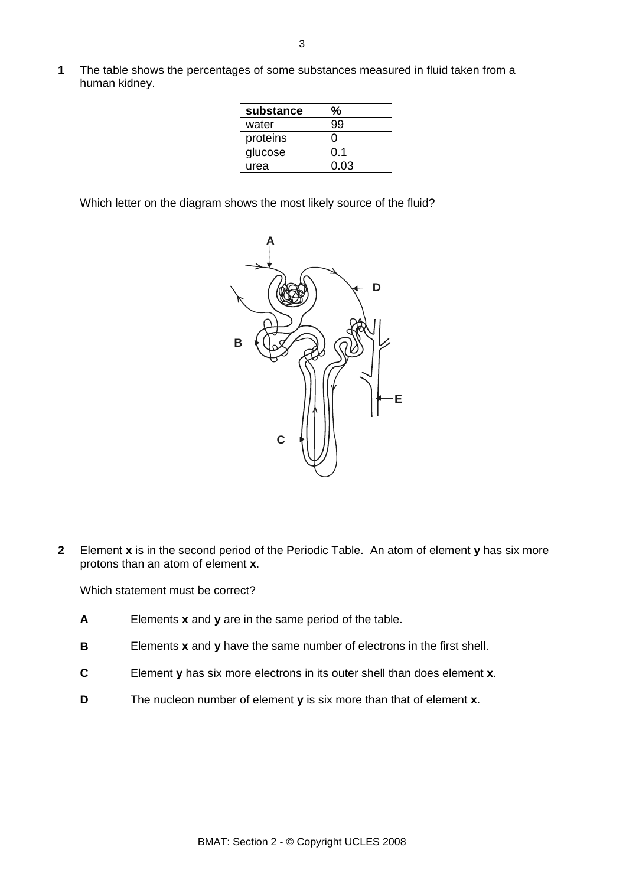**1** The table shows the percentages of some substances measured in fluid taken from a human kidney.

| substance | % |
|---|---|
| water | 99 |
| proteins | 0 |
| glucose | 0.1 |
| urea | 0.03 |

Which letter on the diagram shows the most likely source of the fluid?

**2** Element **x** is in the second period of the Periodic Table. An atom of element **y** has six more protons than an atom of element **x**.

Which statement must be correct?

**A** Elements **x** and **y** are in the same period of the table.

**B** Elements **x** and **y** have the same number of electrons in the first shell.

**C** Element **y** has six more electrons in its outer shell than does element **x**.

**D** The nucleon number of element **y** is six more than that of element **x**.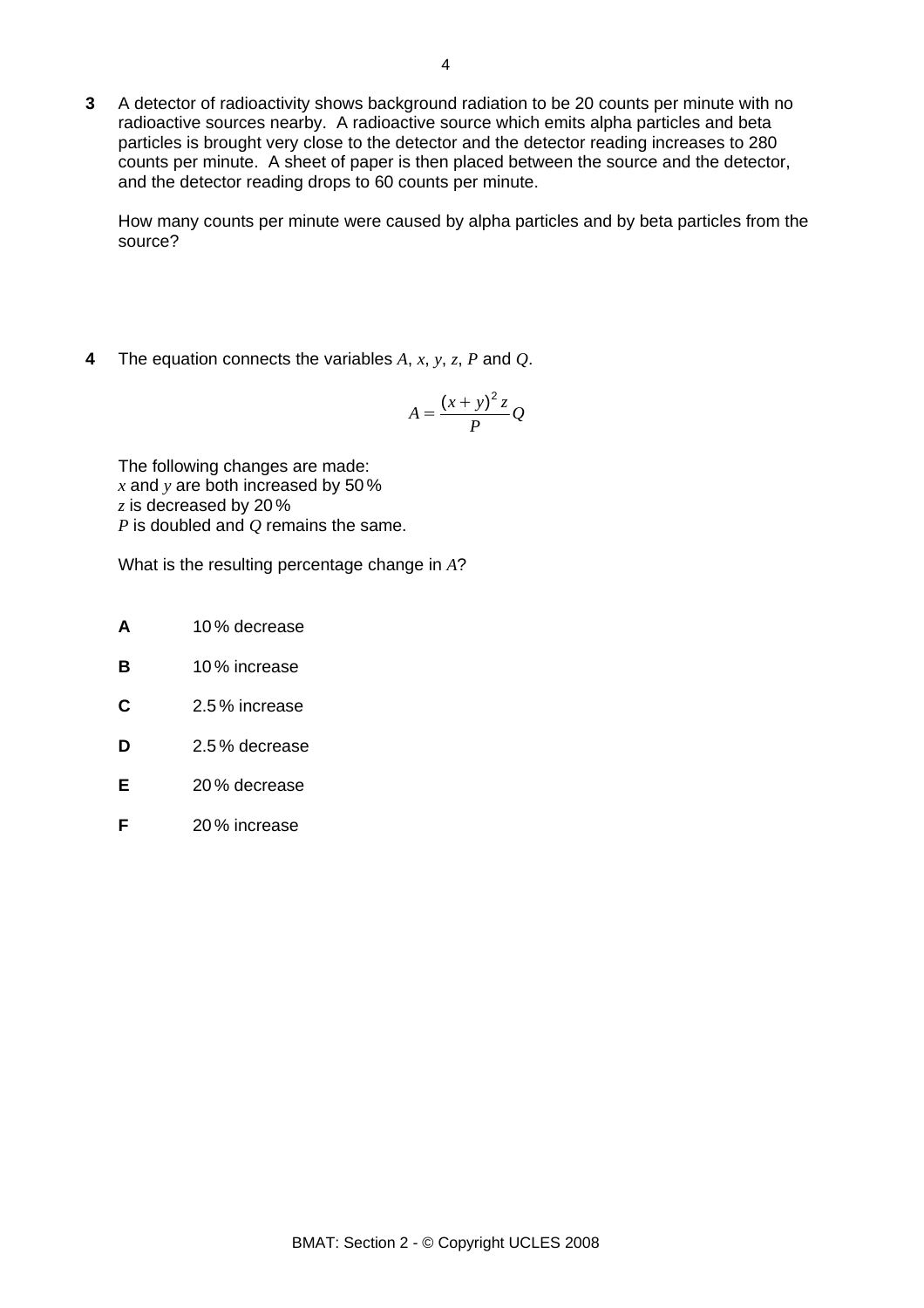**3** A detector of radioactivity shows background radiation to be 20 counts per minute with no radioactive sources nearby. A radioactive source which emits alpha particles and beta particles is brought very close to the detector and the detector reading increases to 280 counts per minute. A sheet of paper is then placed between the source and the detector, and the detector reading drops to 60 counts per minute.

How many counts per minute were caused by alpha particles and by beta particles from the source?

**4** The equation connects the variables $A$, $x$, $y$, $z$, $P$ and $Q$.

$$A = \frac{(x + y)^2 z}{P} Q$$

The following changes are made:
$x$ and $y$ are both increased by 50 %
$z$ is decreased by 20 %
$P$ is doubled and $Q$ remains the same.

What is the resulting percentage change in $A$?

**A** 10 % decrease

**B** 10 % increase

**C** 2.5 % increase

**D** 2.5 % decrease

**E** 20 % decrease

**F** 20 % increase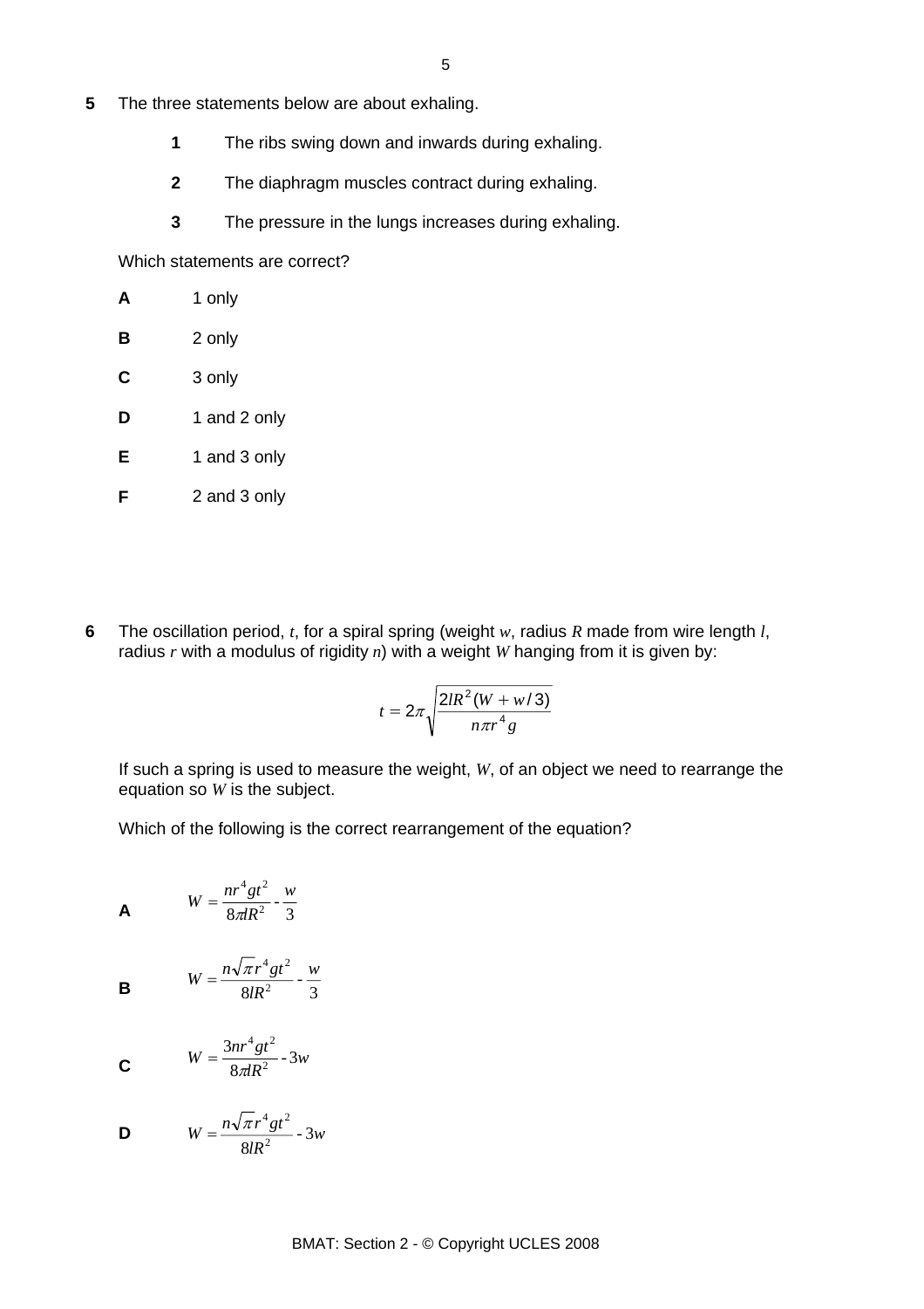**5** The three statements below are about exhaling.

> **1** The ribs swing down and inwards during exhaling.
>
> **2** The diaphragm muscles contract during exhaling.
>
> **3** The pressure in the lungs increases during exhaling.

Which statements are correct?

**A** 1 only

**B** 2 only

**C** 3 only

**D** 1 and 2 only

**E** 1 and 3 only

**F** 2 and 3 only

**6** The oscillation period, $t$, for a spiral spring (weight $w$, radius $R$ made from wire length $l$, radius $r$ with a modulus of rigidity $n$) with a weight $W$ hanging from it is given by:

$$t = 2\pi\sqrt{\frac{2lR^2(W + w/3)}{n\pi r^4 g}}$$

If such a spring is used to measure the weight, $W$, of an object we need to rearrange the equation so $W$ is the subject.

Which of the following is the correct rearrangement of the equation?

**A** $W = \dfrac{nr^4gt^2}{8\pi lR^2} - \dfrac{w}{3}$

**B** $W = \dfrac{n\sqrt{\pi}r^4gt^2}{8lR^2} - \dfrac{w}{3}$

**C** $W = \dfrac{3nr^4gt^2}{8\pi lR^2} - 3w$

**D** $W = \dfrac{n\sqrt{\pi}r^4gt^2}{8lR^2} - 3w$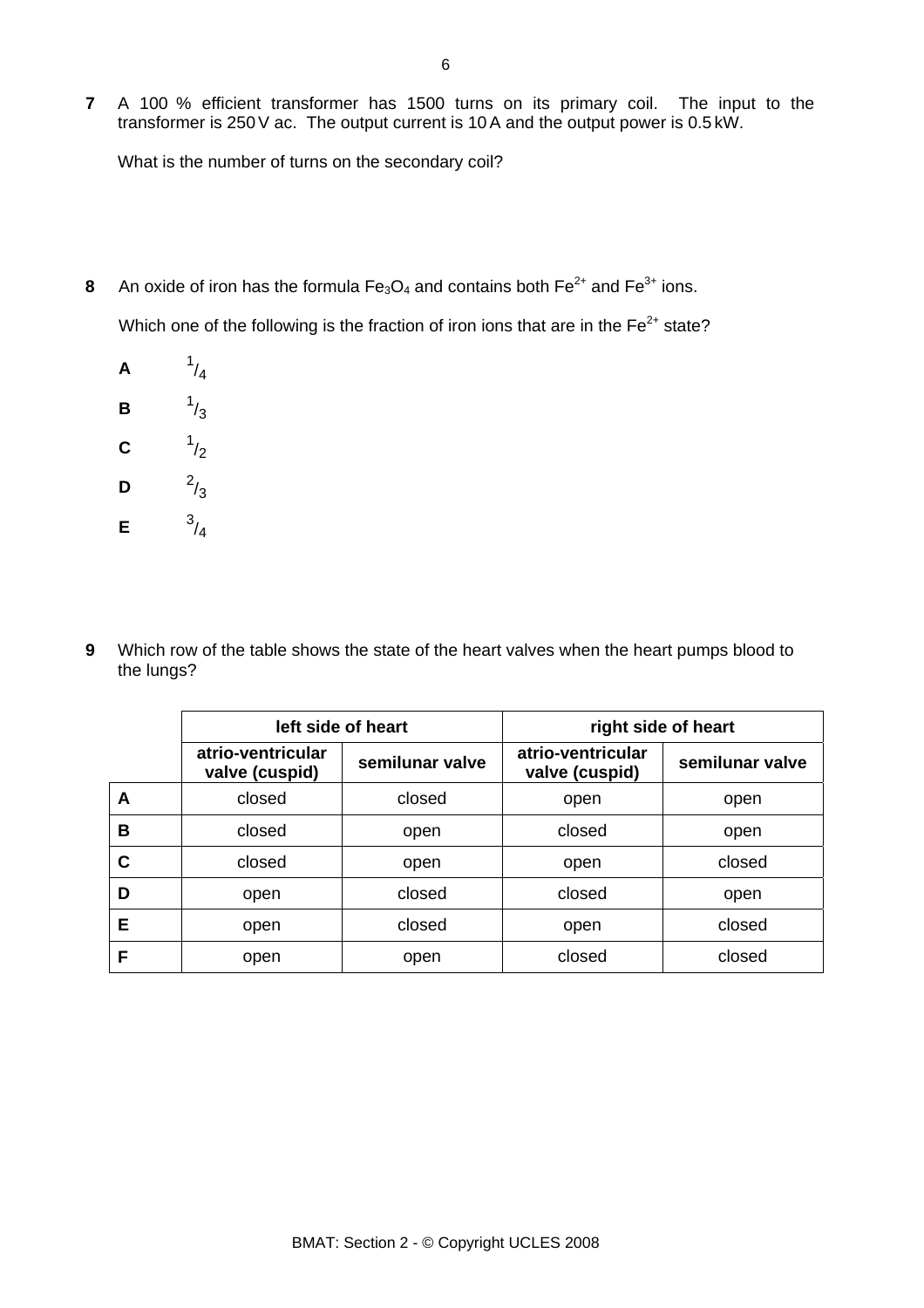**7** A 100 % efficient transformer has 1500 turns on its primary coil. The input to the transformer is 250 V ac. The output current is 10 A and the output power is 0.5 kW.

What is the number of turns on the secondary coil?

**8** An oxide of iron has the formula $Fe_3O_4$ and contains both $Fe^{2+}$ and $Fe^{3+}$ ions.

Which one of the following is the fraction of iron ions that are in the $Fe^{2+}$ state?

**A** $^{1}/_{4}$

**B** $^{1}/_{3}$

**C** $^{1}/_{2}$

**D** $^{2}/_{3}$

**E** $^{3}/_{4}$

**9** Which row of the table shows the state of the heart valves when the heart pumps blood to the lungs?

| | left side of heart | | right side of heart | |
|---|---|---|---|---|
| | **atrio-ventricular valve (cuspid)** | **semilunar valve** | **atrio-ventricular valve (cuspid)** | **semilunar valve** |
| **A** | closed | closed | open | open |
| **B** | closed | open | closed | open |
| **C** | closed | open | open | closed |
| **D** | open | closed | closed | open |
| **E** | open | closed | open | closed |
| **F** | open | open | closed | closed |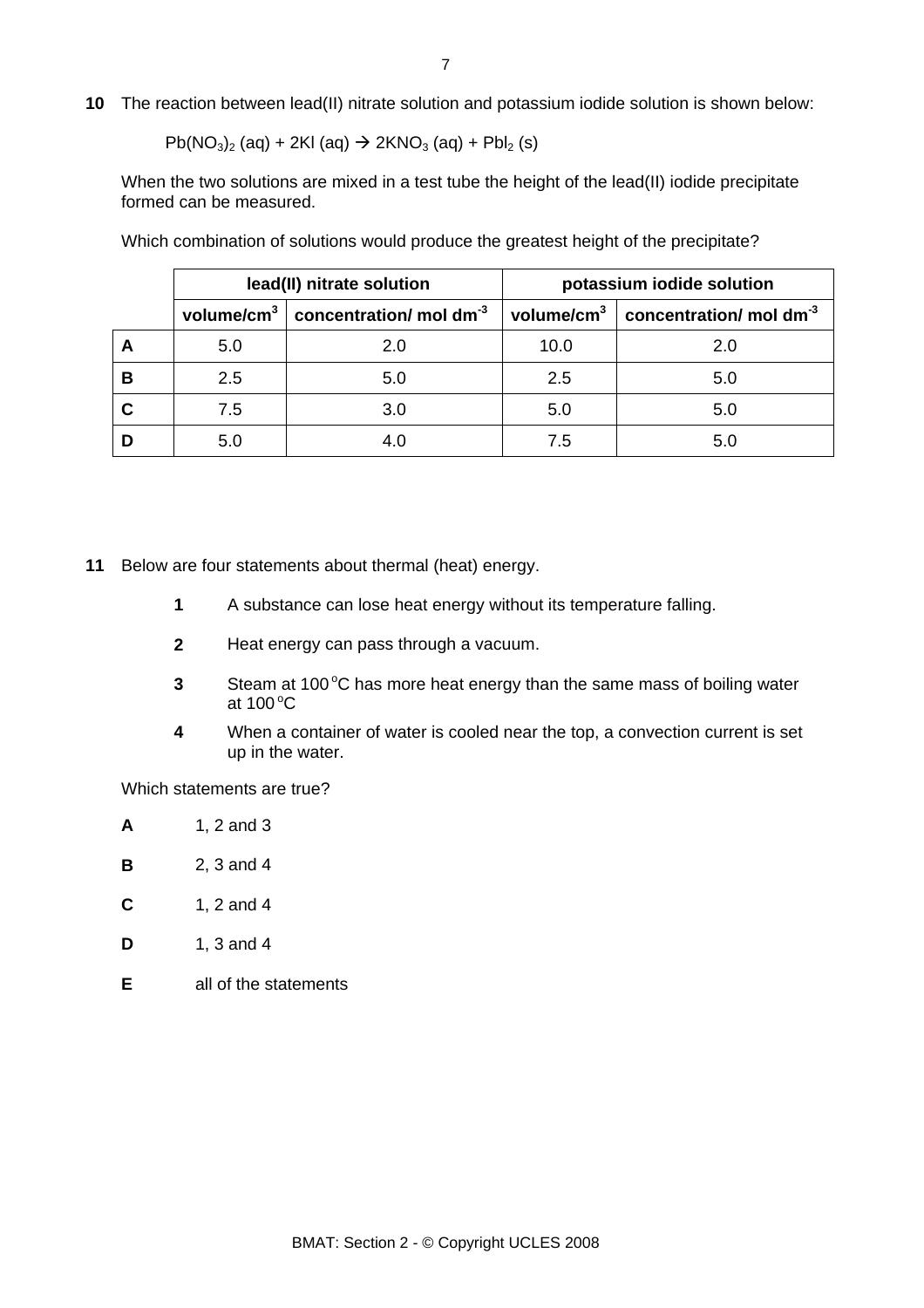**10** The reaction between lead(II) nitrate solution and potassium iodide solution is shown below:

$$Pb(NO_3)_2\ (aq) + 2KI\ (aq) \rightarrow 2KNO_3\ (aq) + PbI_2\ (s)$$

When the two solutions are mixed in a test tube the height of the lead(II) iodide precipitate formed can be measured.

Which combination of solutions would produce the greatest height of the precipitate?

| | lead(II) nitrate solution | | potassium iodide solution | |
|---|---|---|---|---|
| | volume/$cm^3$ | concentration/ mol $dm^{-3}$ | volume/$cm^3$ | concentration/ mol $dm^{-3}$ |
| **A** | 5.0 | 2.0 | 10.0 | 2.0 |
| **B** | 2.5 | 5.0 | 2.5 | 5.0 |
| **C** | 7.5 | 3.0 | 5.0 | 5.0 |
| **D** | 5.0 | 4.0 | 7.5 | 5.0 |

**11** Below are four statements about thermal (heat) energy.

**1** A substance can lose heat energy without its temperature falling.

**2** Heat energy can pass through a vacuum.

**3** Steam at 100 $^{o}$C has more heat energy than the same mass of boiling water at 100 $^{o}$C

**4** When a container of water is cooled near the top, a convection current is set up in the water.

Which statements are true?

**A** 1, 2 and 3

**B** 2, 3 and 4

**C** 1, 2 and 4

**D** 1, 3 and 4

**E** all of the statements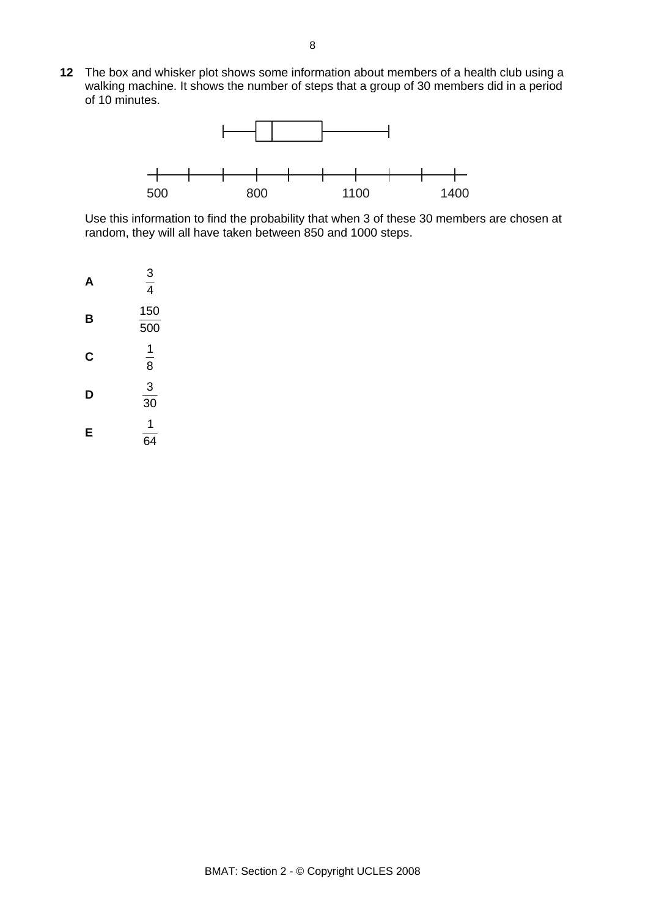**12** The box and whisker plot shows some information about members of a health club using a walking machine. It shows the number of steps that a group of 30 members did in a period of 10 minutes.

Use this information to find the probability that when 3 of these 30 members are chosen at random, they will all have taken between 850 and 1000 steps.

**A** $\frac{3}{4}$

**B** $\frac{150}{500}$

**C** $\frac{1}{8}$

**D** $\frac{3}{30}$

**E** $\frac{1}{64}$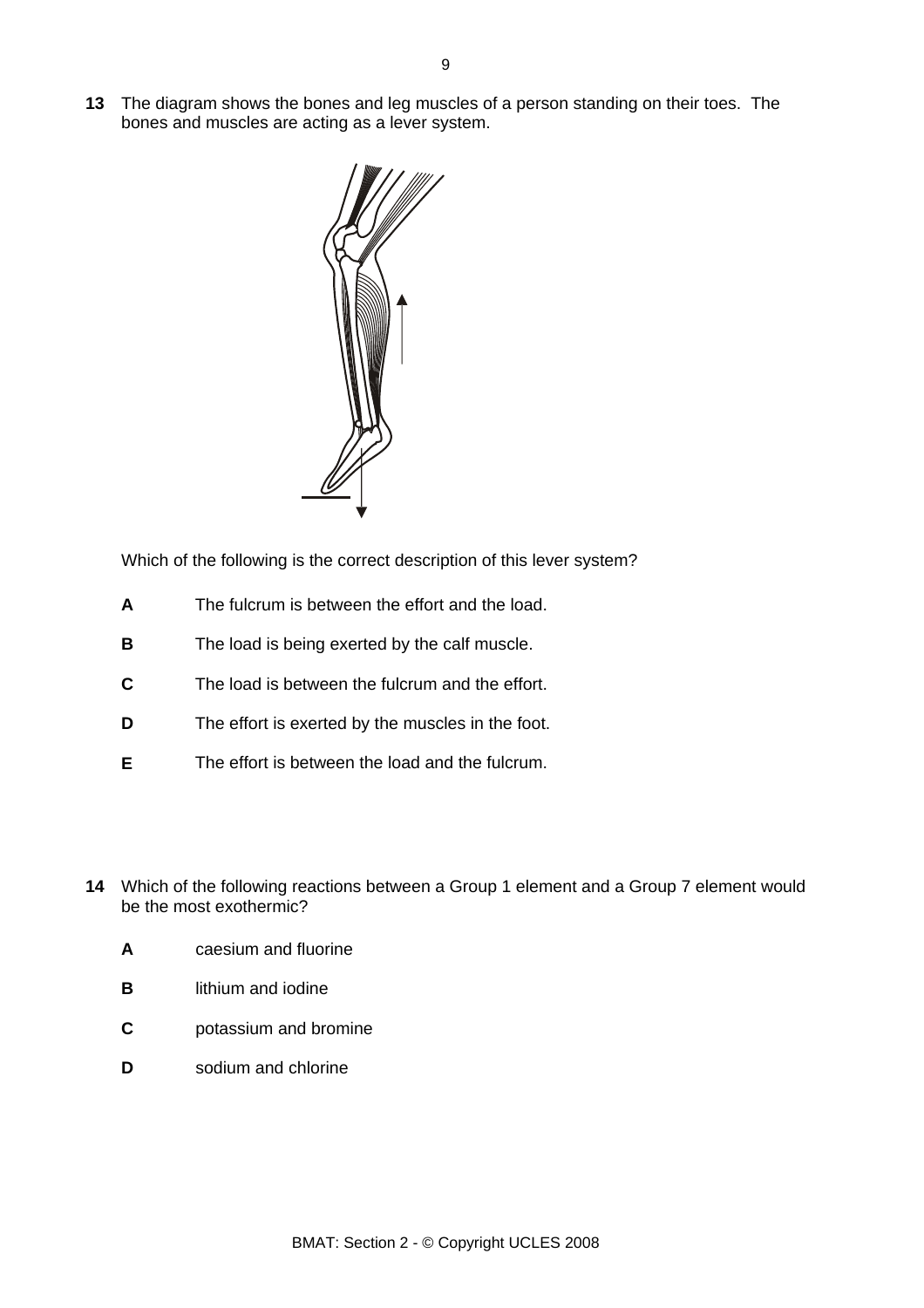**13** The diagram shows the bones and leg muscles of a person standing on their toes. The bones and muscles are acting as a lever system.

Which of the following is the correct description of this lever system?

**A** The fulcrum is between the effort and the load.

**B** The load is being exerted by the calf muscle.

**C** The load is between the fulcrum and the effort.

**D** The effort is exerted by the muscles in the foot.

**E** The effort is between the load and the fulcrum.

**14** Which of the following reactions between a Group 1 element and a Group 7 element would be the most exothermic?

**A** caesium and fluorine

**B** lithium and iodine

**C** potassium and bromine

**D** sodium and chlorine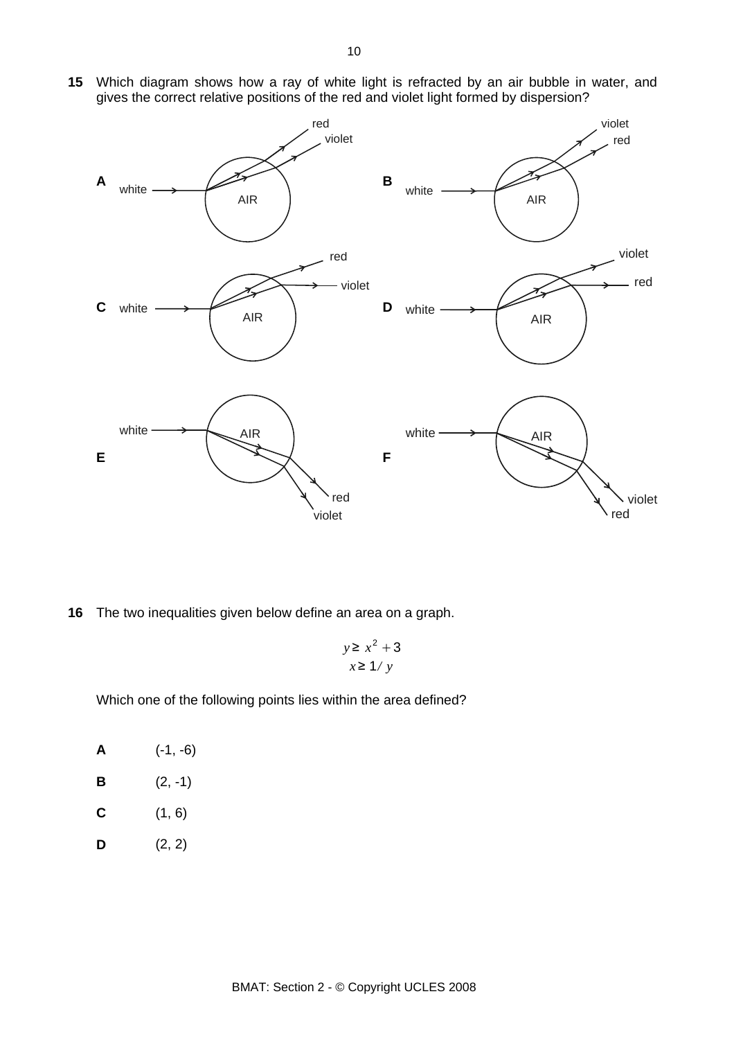**15** Which diagram shows how a ray of white light is refracted by an air bubble in water, and gives the correct relative positions of the red and violet light formed by dispersion?

**A** white → AIR → red, violet

**B** white → AIR → violet, red

**C** white → AIR → red, violet

**D** white → AIR → violet, red

**E** white → AIR → red, violet

**F** white → AIR → violet, red

**16** The two inequalities given below define an area on a graph.

$$y \geq x^2 + 3$$
$$x \geq 1/y$$

Which one of the following points lies within the area defined?

**A** (-1, -6)

**B** (2, -1)

**C** (1, 6)

**D** (2, 2)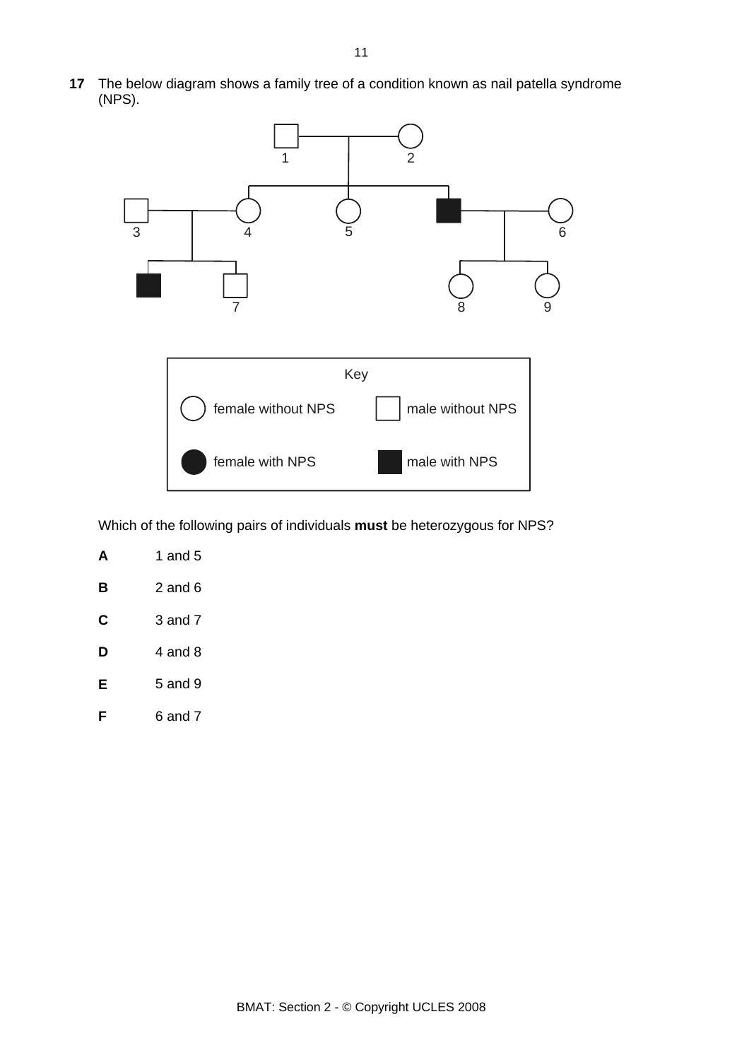**17** The below diagram shows a family tree of a condition known as nail patella syndrome (NPS).

Key: female without NPS; male without NPS; female with NPS; male with NPS

Which of the following pairs of individuals **must** be heterozygous for NPS?

- **A** 1 and 5
- **B** 2 and 6
- **C** 3 and 7
- **D** 4 and 8
- **E** 5 and 9
- **F** 6 and 7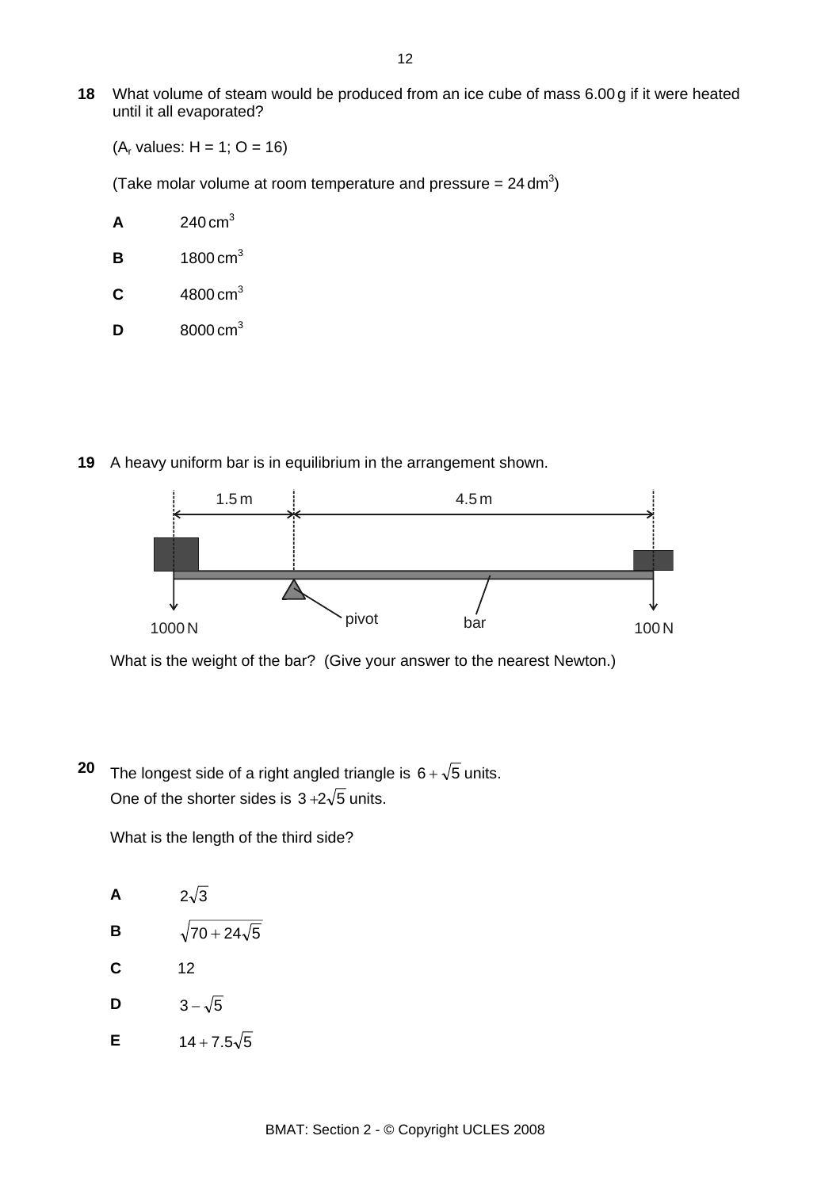**18** What volume of steam would be produced from an ice cube of mass 6.00 g if it were heated until it all evaporated?

($A_r$ values: H = 1; O = 16)

(Take molar volume at room temperature and pressure = 24 $dm^3$)

**A** 240 $cm^3$

**B** 1800 $cm^3$

**C** 4800 $cm^3$

**D** 8000 $cm^3$

**19** A heavy uniform bar is in equilibrium in the arrangement shown.

1.5 m | 4.5 m

1000 N — pivot — bar — 100 N

What is the weight of the bar? (Give your answer to the nearest Newton.)

**20** The longest side of a right angled triangle is $6+\sqrt{5}$ units.
One of the shorter sides is $3+2\sqrt{5}$ units.

What is the length of the third side?

**A** $2\sqrt{3}$

**B** $\sqrt{70+24\sqrt{5}}$

**C** 12

**D** $3-\sqrt{5}$

**E** $14+7.5\sqrt{5}$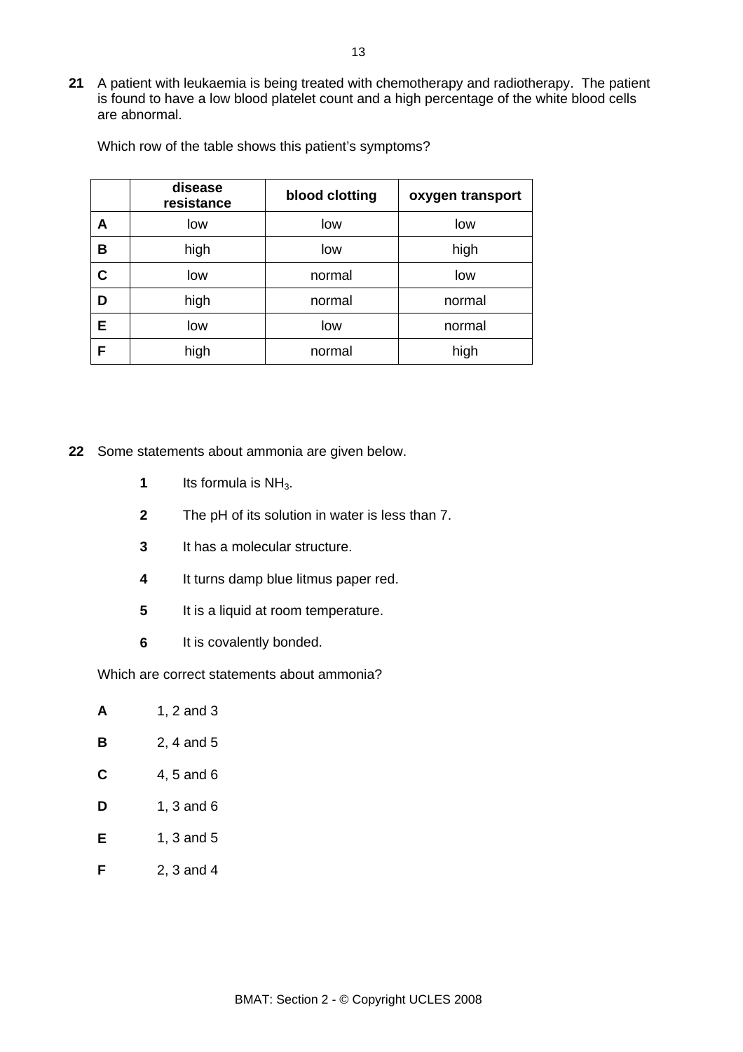**21** A patient with leukaemia is being treated with chemotherapy and radiotherapy. The patient is found to have a low blood platelet count and a high percentage of the white blood cells are abnormal.

Which row of the table shows this patient's symptoms?

| | disease resistance | blood clotting | oxygen transport |
|---|---|---|---|
| **A** | low | low | low |
| **B** | high | low | high |
| **C** | low | normal | low |
| **D** | high | normal | normal |
| **E** | low | low | normal |
| **F** | high | normal | high |

**22** Some statements about ammonia are given below.

**1** Its formula is $NH_3$.

**2** The pH of its solution in water is less than 7.

**3** It has a molecular structure.

**4** It turns damp blue litmus paper red.

**5** It is a liquid at room temperature.

**6** It is covalently bonded.

Which are correct statements about ammonia?

**A** 1, 2 and 3

**B** 2, 4 and 5

**C** 4, 5 and 6

**D** 1, 3 and 6

**E** 1, 3 and 5

**F** 2, 3 and 4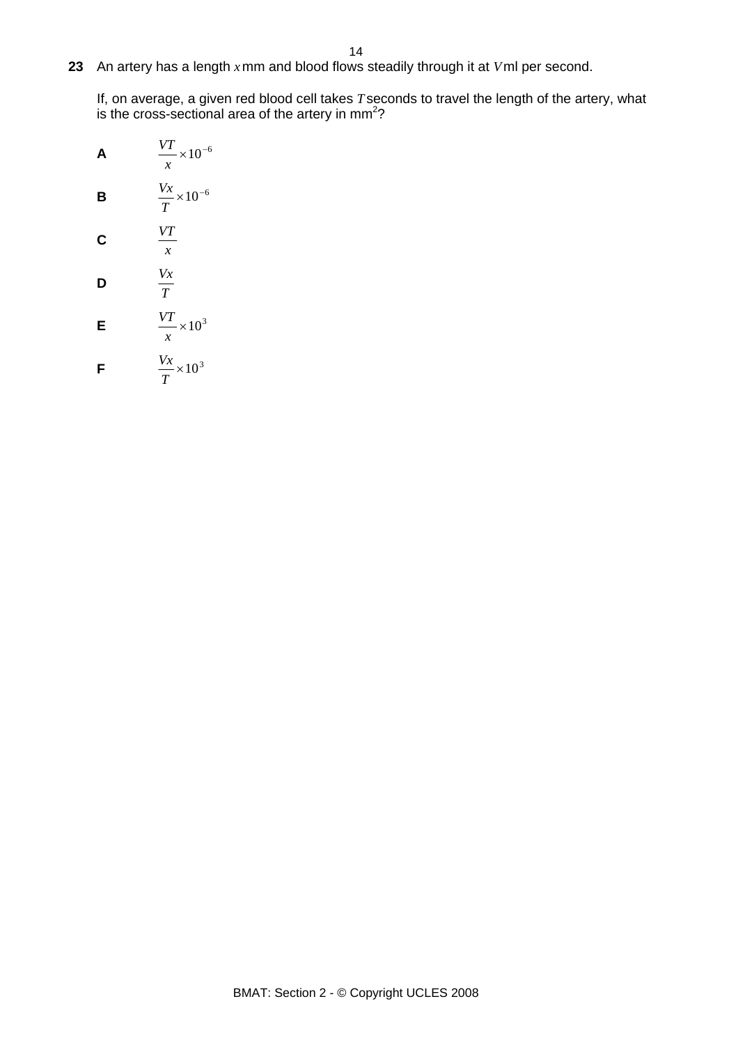**23** An artery has a length $x$ mm and blood flows steadily through it at $V$ ml per second.

If, on average, a given red blood cell takes $T$ seconds to travel the length of the artery, what is the cross-sectional area of the artery in mm$^2$?

**A** $\dfrac{VT}{x} \times 10^{-6}$

**B** $\dfrac{Vx}{T} \times 10^{-6}$

**C** $\dfrac{VT}{x}$

**D** $\dfrac{Vx}{T}$

**E** $\dfrac{VT}{x} \times 10^{3}$

**F** $\dfrac{Vx}{T} \times 10^{3}$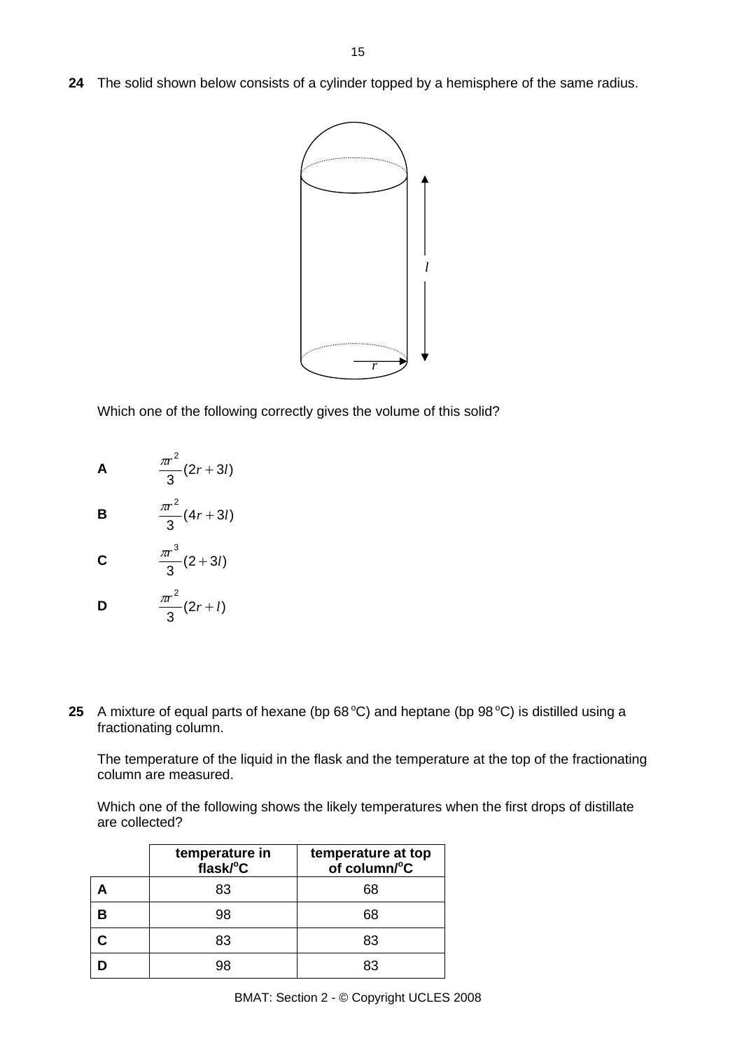**24** The solid shown below consists of a cylinder topped by a hemisphere of the same radius.

Which one of the following correctly gives the volume of this solid?

**A** $\frac{\pi r^2}{3}(2r + 3l)$

**B** $\frac{\pi r^2}{3}(4r + 3l)$

**C** $\frac{\pi r^3}{3}(2 + 3l)$

**D** $\frac{\pi r^2}{3}(2r + l)$

**25** A mixture of equal parts of hexane (bp 68 °C) and heptane (bp 98 °C) is distilled using a fractionating column.

The temperature of the liquid in the flask and the temperature at the top of the fractionating column are measured.

Which one of the following shows the likely temperatures when the first drops of distillate are collected?

| | **temperature in flask/°C** | **temperature at top of column/°C** |
|---|---|---|
| **A** | 83 | 68 |
| **B** | 98 | 68 |
| **C** | 83 | 83 |
| **D** | 98 | 83 |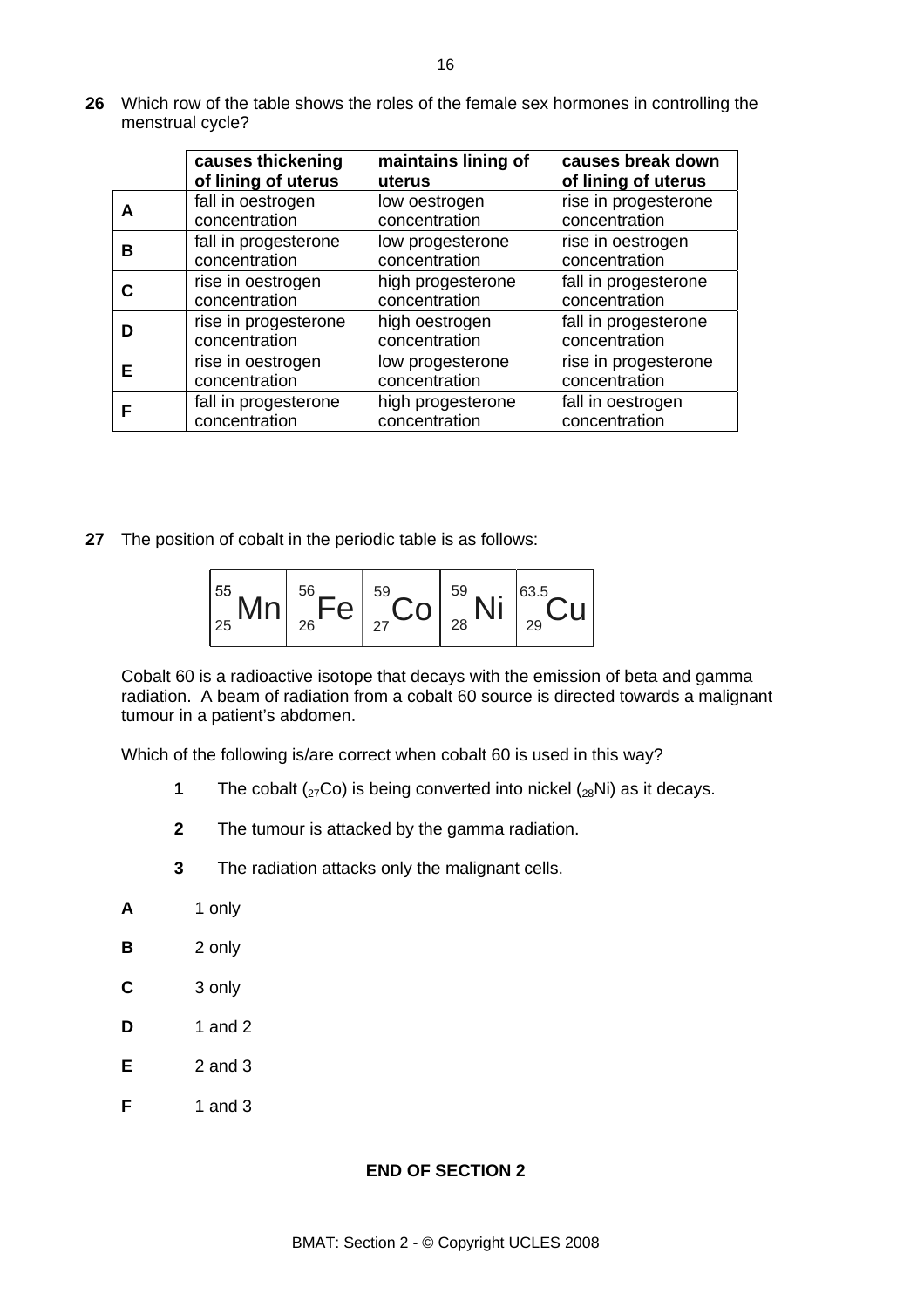**26** Which row of the table shows the roles of the female sex hormones in controlling the menstrual cycle?

| | **causes thickening of lining of uterus** | **maintains lining of uterus** | **causes break down of lining of uterus** |
|---|---|---|---|
| **A** | fall in oestrogen concentration | low oestrogen concentration | rise in progesterone concentration |
| **B** | fall in progesterone concentration | low progesterone concentration | rise in oestrogen concentration |
| **C** | rise in oestrogen concentration | high progesterone concentration | fall in progesterone concentration |
| **D** | rise in progesterone concentration | high oestrogen concentration | fall in progesterone concentration |
| **E** | rise in oestrogen concentration | low progesterone concentration | rise in progesterone concentration |
| **F** | fall in progesterone concentration | high progesterone concentration | fall in oestrogen concentration |

**27** The position of cobalt in the periodic table is as follows:

| $^{55}_{25}Mn$ | $^{56}_{26}Fe$ | $^{59}_{27}Co$ | $^{59}_{28}Ni$ | $^{63.5}_{29}Cu$ |
|---|---|---|---|---|

Cobalt 60 is a radioactive isotope that decays with the emission of beta and gamma radiation. A beam of radiation from a cobalt 60 source is directed towards a malignant tumour in a patient's abdomen.

Which of the following is/are correct when cobalt 60 is used in this way?

**1** The cobalt ($_{27}Co$) is being converted into nickel ($_{28}Ni$) as it decays.

**2** The tumour is attacked by the gamma radiation.

**3** The radiation attacks only the malignant cells.

**A** 1 only

**B** 2 only

**C** 3 only

**D** 1 and 2

**E** 2 and 3

**F** 1 and 3

**END OF SECTION 2**